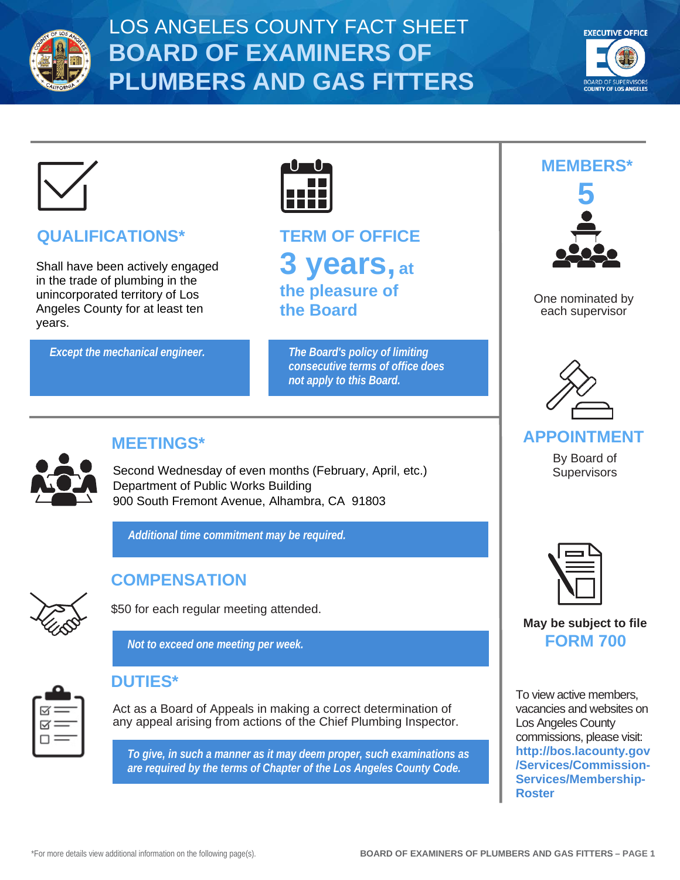# LOS ANGELES COUNTY FACT SHEET
# BOARD OF EXAMINERS OF PLUMBERS AND GAS FITTERS

## QUALIFICATIONS*

Shall have been actively engaged in the trade of plumbing in the unincorporated territory of Los Angeles County for at least ten years.

*Except the mechanical engineer.*

## TERM OF OFFICE

**3 years, at the pleasure of the Board**

*The Board's policy of limiting consecutive terms of office does not apply to this Board.*

## MEETINGS*

Second Wednesday of even months (February, April, etc.)
Department of Public Works Building
900 South Fremont Avenue, Alhambra, CA 91803

*Additional time commitment may be required.*

## COMPENSATION

$50 for each regular meeting attended.

*Not to exceed one meeting per week.*

## DUTIES*

Act as a Board of Appeals in making a correct determination of any appeal arising from actions of the Chief Plumbing Inspector.

*To give, in such a manner as it may deem proper, such examinations as are required by the terms of Chapter of the Los Angeles County Code.*

## MEMBERS*

**5**

One nominated by each supervisor

## APPOINTMENT

By Board of Supervisors

**May be subject to file FORM 700**

To view active members, vacancies and websites on Los Angeles County commissions, please visit: **http://bos.lacounty.gov/Services/Commission-Services/Membership-Roster**

*For more details view additional information on the following page(s).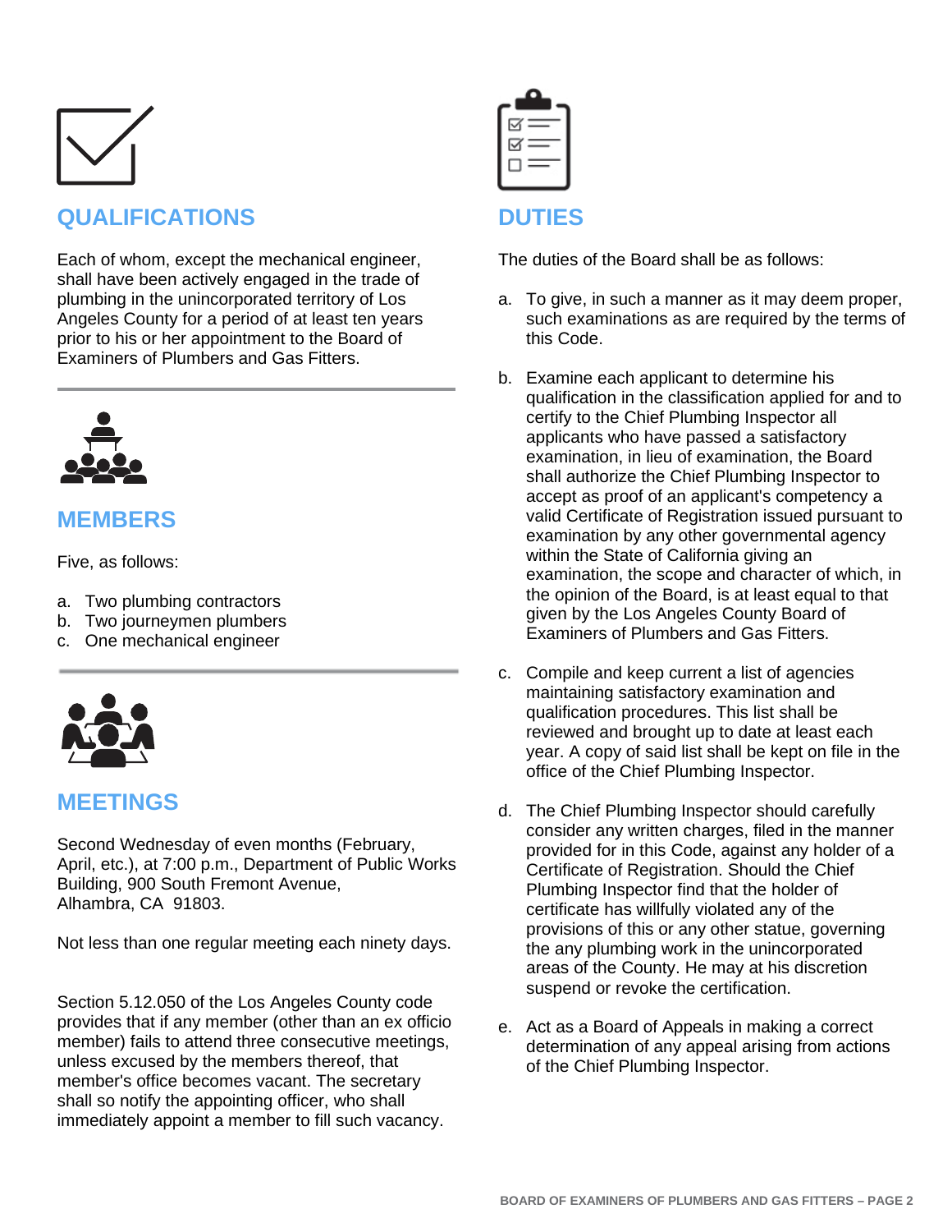## QUALIFICATIONS

Each of whom, except the mechanical engineer, shall have been actively engaged in the trade of plumbing in the unincorporated territory of Los Angeles County for a period of at least ten years prior to his or her appointment to the Board of Examiners of Plumbers and Gas Fitters.

## MEMBERS

Five, as follows:

a. Two plumbing contractors
b. Two journeymen plumbers
c. One mechanical engineer

## MEETINGS

Second Wednesday of even months (February, April, etc.), at 7:00 p.m., Department of Public Works Building, 900 South Fremont Avenue, Alhambra, CA 91803.

Not less than one regular meeting each ninety days.

Section 5.12.050 of the Los Angeles County code provides that if any member (other than an ex officio member) fails to attend three consecutive meetings, unless excused by the members thereof, that member's office becomes vacant. The secretary shall so notify the appointing officer, who shall immediately appoint a member to fill such vacancy.

## DUTIES

The duties of the Board shall be as follows:

a. To give, in such a manner as it may deem proper, such examinations as are required by the terms of this Code.

b. Examine each applicant to determine his qualification in the classification applied for and to certify to the Chief Plumbing Inspector all applicants who have passed a satisfactory examination, in lieu of examination, the Board shall authorize the Chief Plumbing Inspector to accept as proof of an applicant's competency a valid Certificate of Registration issued pursuant to examination by any other governmental agency within the State of California giving an examination, the scope and character of which, in the opinion of the Board, is at least equal to that given by the Los Angeles County Board of Examiners of Plumbers and Gas Fitters.

c. Compile and keep current a list of agencies maintaining satisfactory examination and qualification procedures. This list shall be reviewed and brought up to date at least each year. A copy of said list shall be kept on file in the office of the Chief Plumbing Inspector.

d. The Chief Plumbing Inspector should carefully consider any written charges, filed in the manner provided for in this Code, against any holder of a Certificate of Registration. Should the Chief Plumbing Inspector find that the holder of certificate has willfully violated any of the provisions of this or any other statue, governing the any plumbing work in the unincorporated areas of the County. He may at his discretion suspend or revoke the certification.

e. Act as a Board of Appeals in making a correct determination of any appeal arising from actions of the Chief Plumbing Inspector.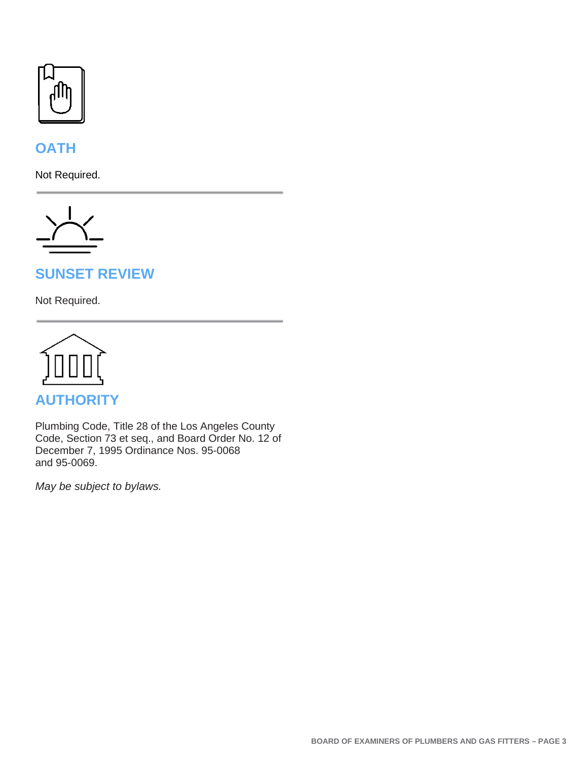## OATH

Not Required.

## SUNSET REVIEW

Not Required.

## AUTHORITY

Plumbing Code, Title 28 of the Los Angeles County Code, Section 73 et seq., and Board Order No. 12 of December 7, 1995 Ordinance Nos. 95-0068 and 95-0069.

*May be subject to bylaws.*